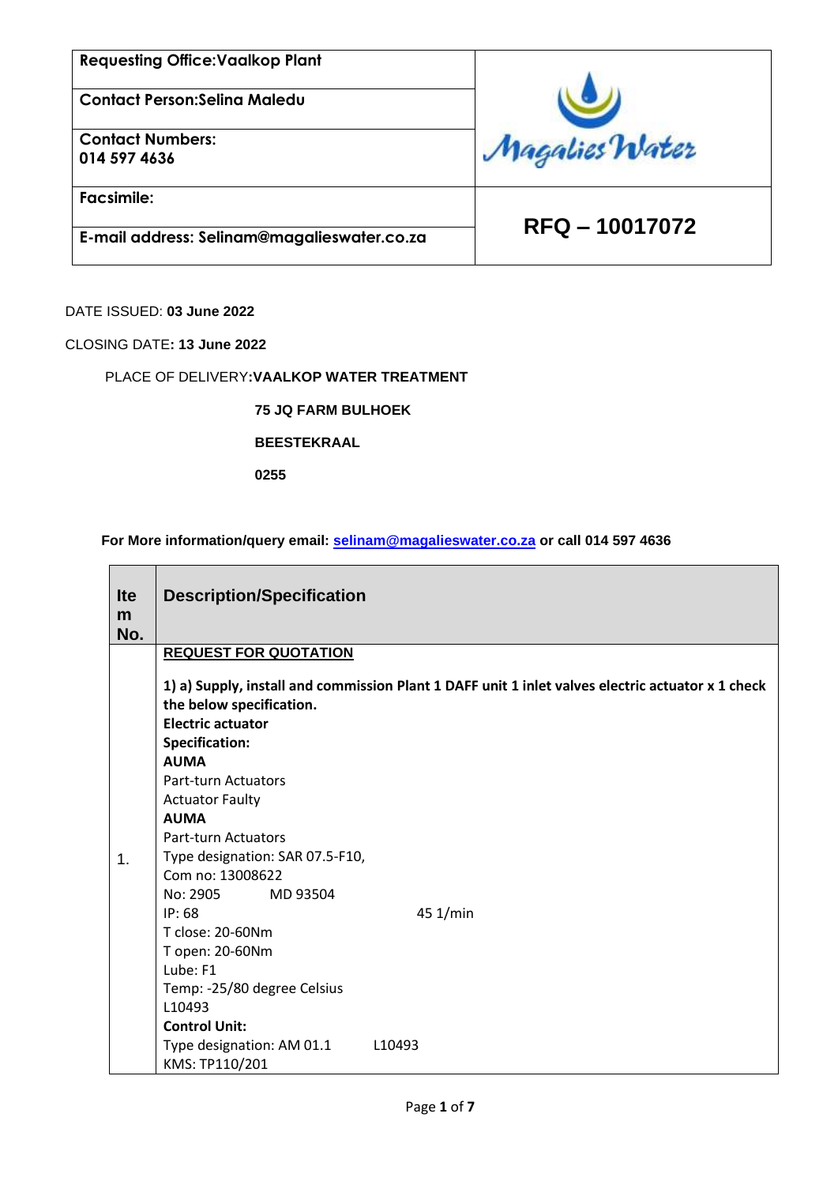| Requesting Office:Vaalkop Plant | Magalies Water |
|---|---|
| Contact Person:Selina Maledu | |
| Contact Numbers: 014 597 4636 | |
| Facsimile: | RFQ – 10017072 |
| E-mail address: Selinam@magalieswater.co.za | |

DATE ISSUED: **03 June 2022**

CLOSING DATE**: 13 June 2022**

PLACE OF DELIVERY**:VAALKOP WATER TREATMENT**

**75 JQ FARM BULHOEK**

**BEESTEKRAAL**

**0255**

**For More information/query email: selinam@magalieswater.co.za or call 014 597 4636**

| Item No. | Description/Specification |
|---|---|
| 1. | **REQUEST FOR QUOTATION**<br><br>**1) a) Supply, install and commission Plant 1 DAFF unit 1 inlet valves electric actuator x 1 check the below specification.**<br>**Electric actuator**<br>**Specification:**<br>**AUMA**<br>Part-turn Actuators<br>Actuator Faulty<br>**AUMA**<br>Part-turn Actuators<br>Type designation: SAR 07.5-F10,<br>Com no: 13008622<br>No: 2905 MD 93504<br>IP: 68 45 1/min<br>T close: 20-60Nm<br>T open: 20-60Nm<br>Lube: F1<br>Temp: -25/80 degree Celsius<br>L10493<br>**Control Unit:**<br>Type designation: AM 01.1 L10493<br>KMS: TP110/201 |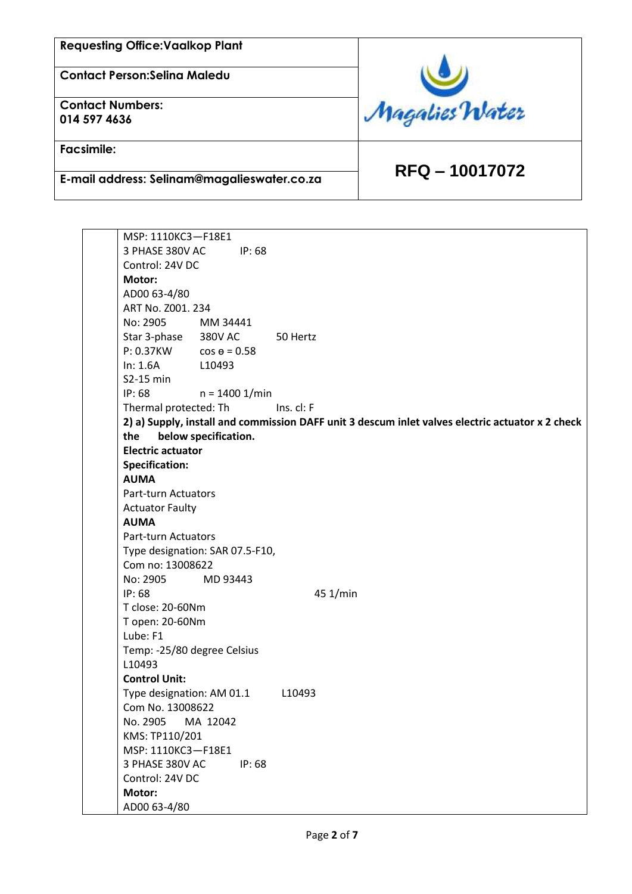| Requesting Office:Vaalkop Plant | Magalies Water |
|---|---|
| Contact Person:Selina Maledu | |
| Contact Numbers: 014 597 4636 | |
| Facsimile: | RFQ – 10017072 |
| E-mail address: Selinam@magalieswater.co.za | |

MSP: 1110KC3—F18E1
3 PHASE 380V AC IP: 68
Control: 24V DC
**Motor:**
AD00 63-4/80
ART No. Z001. 234
No: 2905 MM 34441
Star 3-phase 380V AC 50 Hertz
P: 0.37KW cos ɵ = 0.58
In: 1.6A L10493
S2-15 min
IP: 68 n = 1400 1/min
Thermal protected: Th Ins. cl: F

**2) a) Supply, install and commission DAFF unit 3 descum inlet valves electric actuator x 2 check the below specification.**
**Electric actuator**
**Specification:**
**AUMA**
Part-turn Actuators
Actuator Faulty
**AUMA**
Part-turn Actuators
Type designation: SAR 07.5-F10,
Com no: 13008622
No: 2905 MD 93443
IP: 68 45 1/min
T close: 20-60Nm
T open: 20-60Nm
Lube: F1
Temp: -25/80 degree Celsius
L10493
**Control Unit:**
Type designation: AM 01.1 L10493
Com No. 13008622
No. 2905 MA 12042
KMS: TP110/201
MSP: 1110KC3—F18E1
3 PHASE 380V AC IP: 68
Control: 24V DC
**Motor:**
AD00 63-4/80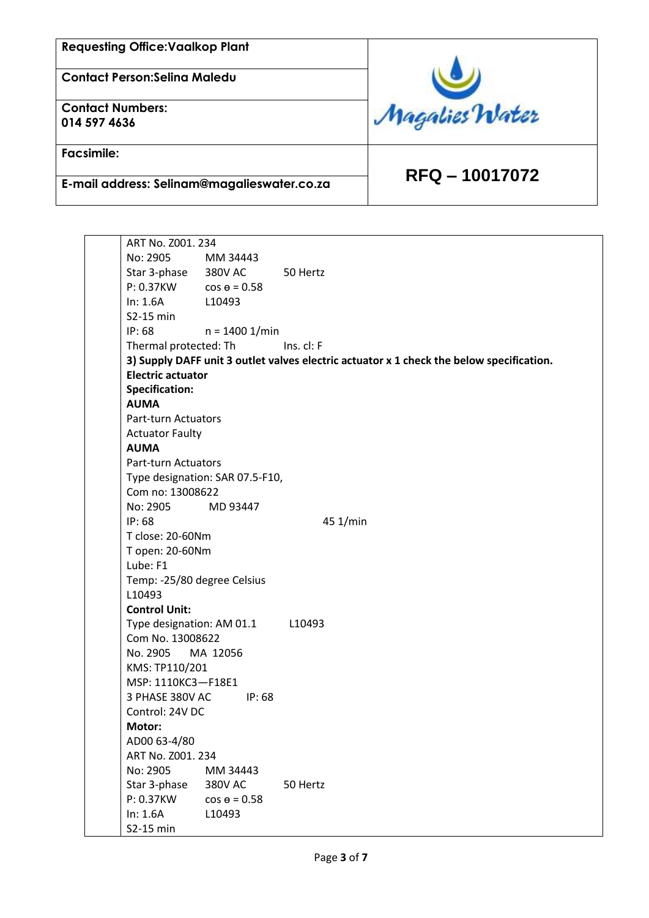| Requesting Office:Vaalkop Plant | |
|---|---|
| **Contact Person:Selina Maledu** | Magalies Water |
| **Contact Numbers: 014 597 4636** | |
| **Facsimile:** | **RFQ – 10017072** |
| **E-mail address: Selinam@magalieswater.co.za** | |

ART No. Z001. 234
No: 2905    MM 34443
Star 3-phase    380V AC    50 Hertz
P: 0.37KW    cos ɵ = 0.58
In: 1.6A    L10493
S2-15 min
IP: 68    n = 1400 1/min
Thermal protected: Th    Ins. cl: F

**3) Supply DAFF unit 3 outlet valves electric actuator x 1 check the below specification.**

**Electric actuator**

**Specification:**

**AUMA**

Part-turn Actuators

Actuator Faulty

**AUMA**

Part-turn Actuators

Type designation: SAR 07.5-F10,
Com no: 13008622
No: 2905    MD 93447
IP: 68    45 1/min
T close: 20-60Nm
T open: 20-60Nm
Lube: F1
Temp: -25/80 degree Celsius
L10493

**Control Unit:**

Type designation: AM 01.1    L10493
Com No. 13008622
No. 2905    MA 12056
KMS: TP110/201
MSP: 1110KC3—F18E1
3 PHASE 380V AC    IP: 68
Control: 24V DC

**Motor:**

AD00 63-4/80
ART No. Z001. 234
No: 2905    MM 34443
Star 3-phase    380V AC    50 Hertz
P: 0.37KW    cos ɵ = 0.58
In: 1.6A    L10493
S2-15 min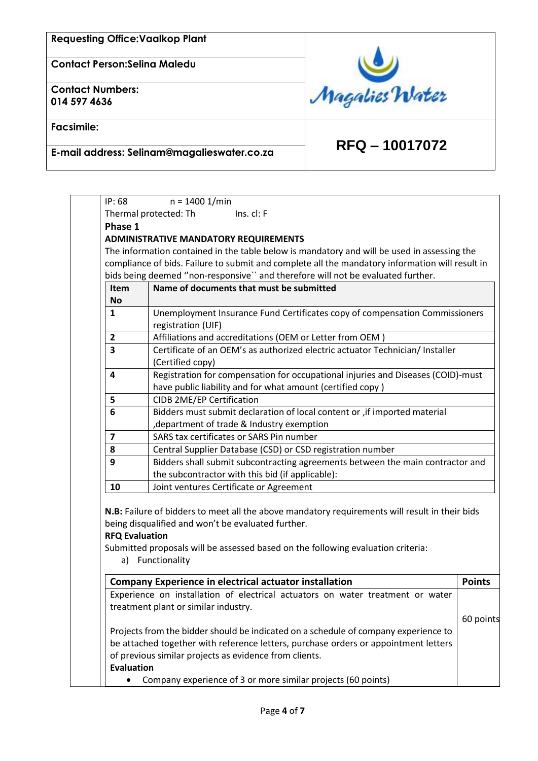| Requesting Office:Vaalkop Plant | Magalies Water |
|---|---|
| Contact Person:Selina Maledu | |
| Contact Numbers: 014 597 4636 | |
| Facsimile: | **RFQ – 10017072** |
| E-mail address: Selinam@magalieswater.co.za | |

IP: 68 n = 1400 1/min

Thermal protected: Th Ins. cl: F

**Phase 1**

**ADMINISTRATIVE MANDATORY REQUIREMENTS**

The information contained in the table below is mandatory and will be used in assessing the compliance of bids. Failure to submit and complete all the mandatory information will result in bids being deemed ''non-responsive`` and therefore will not be evaluated further.

| Item No | Name of documents that must be submitted |
|---|---|
| 1 | Unemployment Insurance Fund Certificates copy of compensation Commissioners registration (UIF) |
| 2 | Affiliations and accreditations (OEM or Letter from OEM ) |
| 3 | Certificate of an OEM's as authorized electric actuator Technician/ Installer (Certified copy) |
| 4 | Registration for compensation for occupational injuries and Diseases (COID)-must have public liability and for what amount (certified copy ) |
| 5 | CIDB 2ME/EP Certification |
| 6 | Bidders must submit declaration of local content or ,if imported material ,department of trade & Industry exemption |
| 7 | SARS tax certificates or SARS Pin number |
| 8 | Central Supplier Database (CSD) or CSD registration number |
| 9 | Bidders shall submit subcontracting agreements between the main contractor and the subcontractor with this bid (if applicable): |
| 10 | Joint ventures Certificate or Agreement |

**N.B:** Failure of bidders to meet all the above mandatory requirements will result in their bids being disqualified and won't be evaluated further.

**RFQ Evaluation**

Submitted proposals will be assessed based on the following evaluation criteria:

a) Functionality

| Company Experience in electrical actuator installation | Points |
|---|---|
| Experience on installation of electrical actuators on water treatment or water treatment plant or similar industry.<br><br>Projects from the bidder should be indicated on a schedule of company experience to be attached together with reference letters, purchase orders or appointment letters of previous similar projects as evidence from clients.<br>**Evaluation**<br>• Company experience of 3 or more similar projects (60 points) | 60 points |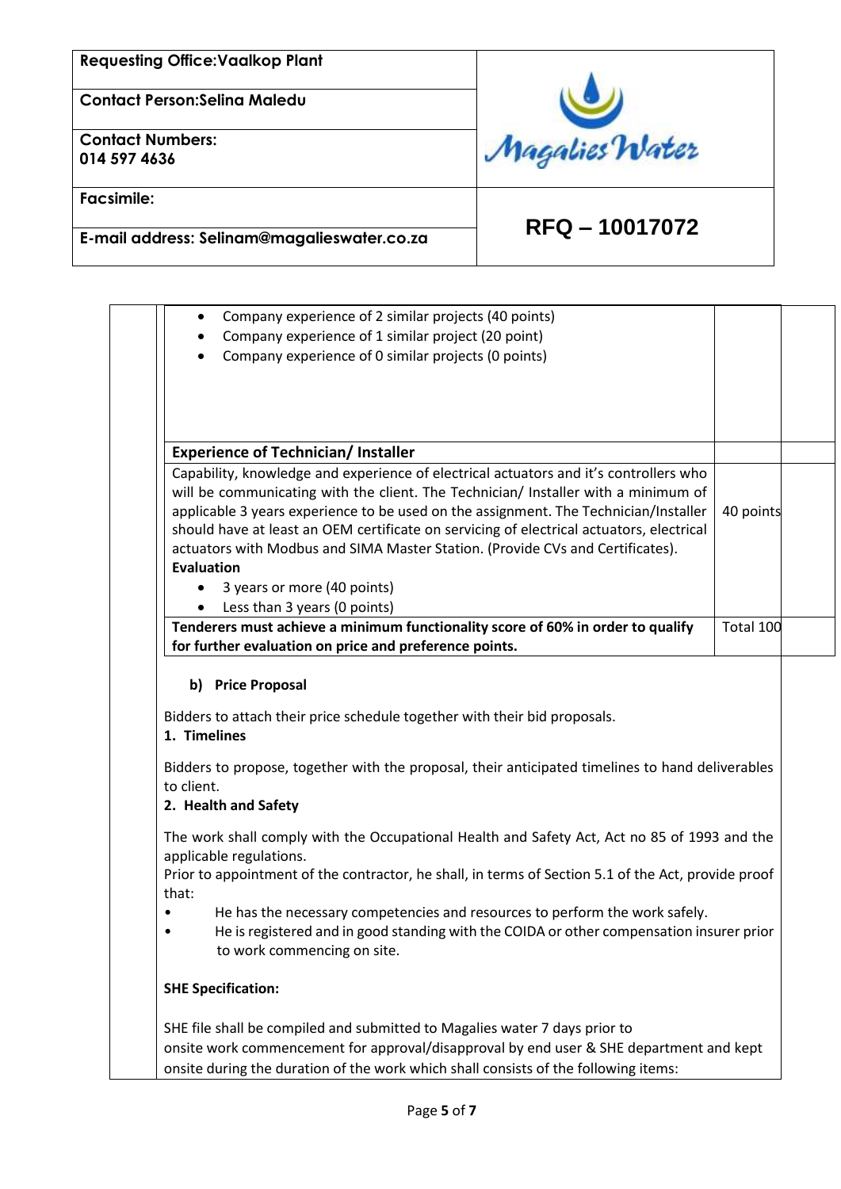| Requesting Office:Vaalkop Plant | |
|---|---|
| Contact Person:Selina Maledu | Magalies Water |
| Contact Numbers: 014 597 4636 | |
| Facsimile: | RFQ – 10017072 |
| E-mail address: Selinam@magalieswater.co.za | |

| | | | |
|---|---|---|---|
| | • Company experience of 2 similar projects (40 points)<br>• Company experience of 1 similar project (20 point)<br>• Company experience of 0 similar projects (0 points) | | |
| | **Experience of Technician/ Installer** | | |
| | Capability, knowledge and experience of electrical actuators and it's controllers who will be communicating with the client. The Technician/ Installer with a minimum of applicable 3 years experience to be used on the assignment. The Technician/Installer should have at least an OEM certificate on servicing of electrical actuators, electrical actuators with Modbus and SIMA Master Station. (Provide CVs and Certificates).<br>**Evaluation**<br>• 3 years or more (40 points)<br>• Less than 3 years (0 points) | 40 points | |
| | **Tenderers must achieve a minimum functionality score of 60% in order to qualify for further evaluation on price and preference points.** | Total 100 | |

**b) Price Proposal**

Bidders to attach their price schedule together with their bid proposals.

**1. Timelines**

Bidders to propose, together with the proposal, their anticipated timelines to hand deliverables to client.

**2. Health and Safety**

The work shall comply with the Occupational Health and Safety Act, Act no 85 of 1993 and the applicable regulations.

Prior to appointment of the contractor, he shall, in terms of Section 5.1 of the Act, provide proof that:

- He has the necessary competencies and resources to perform the work safely.
- He is registered and in good standing with the COIDA or other compensation insurer prior to work commencing on site.

**SHE Specification:**

SHE file shall be compiled and submitted to Magalies water 7 days prior to onsite work commencement for approval/disapproval by end user & SHE department and kept onsite during the duration of the work which shall consists of the following items: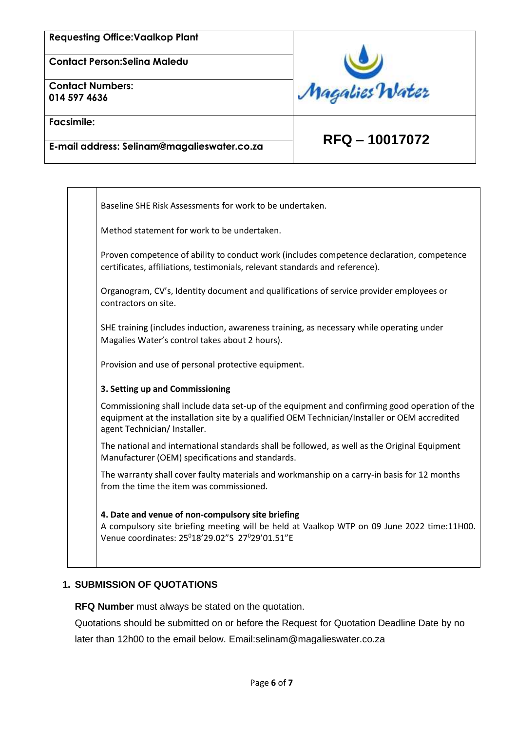| Requesting Office:Vaalkop Plant | Magalies Water |
|---|---|
| Contact Person:Selina Maledu | |
| Contact Numbers: 014 597 4636 | |
| Facsimile: | RFQ – 10017072 |
| E-mail address: Selinam@magalieswater.co.za | |

Baseline SHE Risk Assessments for work to be undertaken.

Method statement for work to be undertaken.

Proven competence of ability to conduct work (includes competence declaration, competence certificates, affiliations, testimonials, relevant standards and reference).

Organogram, CV's, Identity document and qualifications of service provider employees or contractors on site.

SHE training (includes induction, awareness training, as necessary while operating under Magalies Water's control takes about 2 hours).

Provision and use of personal protective equipment.

**3. Setting up and Commissioning**

Commissioning shall include data set-up of the equipment and confirming good operation of the equipment at the installation site by a qualified OEM Technician/Installer or OEM accredited agent Technician/ Installer.

The national and international standards shall be followed, as well as the Original Equipment Manufacturer (OEM) specifications and standards.

The warranty shall cover faulty materials and workmanship on a carry-in basis for 12 months from the time the item was commissioned.

**4. Date and venue of non-compulsory site briefing**

A compulsory site briefing meeting will be held at Vaalkop WTP on 09 June 2022 time:11H00. Venue coordinates: 25°18'29.02"S 27°29'01.51"E

## 1. SUBMISSION OF QUOTATIONS

**RFQ Number** must always be stated on the quotation.

Quotations should be submitted on or before the Request for Quotation Deadline Date by no later than 12h00 to the email below. Email:selinam@magalieswater.co.za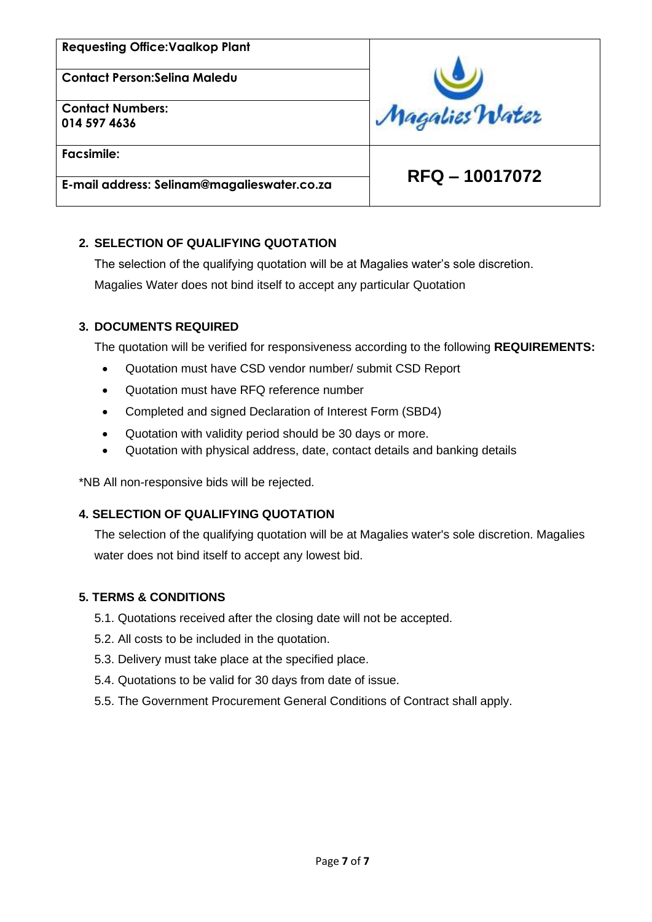| | |
|---|---|
| **Requesting Office:Vaalkop Plant** | Magalies Water |
| **Contact Person:Selina Maledu** | |
| **Contact Numbers:** **014 597 4636** | |
| **Facsimile:** | **RFQ – 10017072** |
| **E-mail address: Selinam@magalieswater.co.za** | |

## 2. SELECTION OF QUALIFYING QUOTATION

The selection of the qualifying quotation will be at Magalies water's sole discretion.

Magalies Water does not bind itself to accept any particular Quotation

## 3. DOCUMENTS REQUIRED

The quotation will be verified for responsiveness according to the following **REQUIREMENTS:**

- Quotation must have CSD vendor number/ submit CSD Report
- Quotation must have RFQ reference number
- Completed and signed Declaration of Interest Form (SBD4)
- Quotation with validity period should be 30 days or more.
- Quotation with physical address, date, contact details and banking details

*NB All non-responsive bids will be rejected.

## 4. SELECTION OF QUALIFYING QUOTATION

The selection of the qualifying quotation will be at Magalies water's sole discretion. Magalies water does not bind itself to accept any lowest bid.

## 5. TERMS & CONDITIONS

5.1. Quotations received after the closing date will not be accepted.

5.2. All costs to be included in the quotation.

5.3. Delivery must take place at the specified place.

5.4. Quotations to be valid for 30 days from date of issue.

5.5. The Government Procurement General Conditions of Contract shall apply.